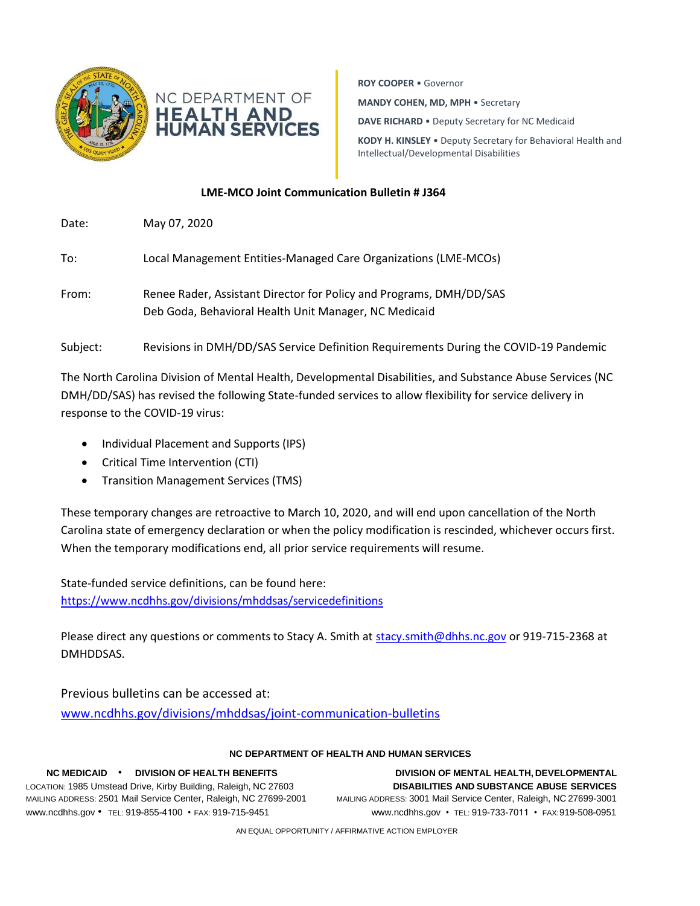NC DEPARTMENT OF **HEALTH AND HUMAN SERVICES**

**ROY COOPER** • Governor

**MANDY COHEN, MD, MPH** • Secretary

**DAVE RICHARD** • Deputy Secretary for NC Medicaid

**KODY H. KINSLEY** • Deputy Secretary for Behavioral Health and Intellectual/Developmental Disabilities

**LME-MCO Joint Communication Bulletin # J364**

Date: May 07, 2020

To: Local Management Entities-Managed Care Organizations (LME-MCOs)

From: Renee Rader, Assistant Director for Policy and Programs, DMH/DD/SAS
Deb Goda, Behavioral Health Unit Manager, NC Medicaid

Subject: Revisions in DMH/DD/SAS Service Definition Requirements During the COVID-19 Pandemic

The North Carolina Division of Mental Health, Developmental Disabilities, and Substance Abuse Services (NC DMH/DD/SAS) has revised the following State-funded services to allow flexibility for service delivery in response to the COVID-19 virus:

- Individual Placement and Supports (IPS)
- Critical Time Intervention (CTI)
- Transition Management Services (TMS)

These temporary changes are retroactive to March 10, 2020, and will end upon cancellation of the North Carolina state of emergency declaration or when the policy modification is rescinded, whichever occurs first. When the temporary modifications end, all prior service requirements will resume.

State-funded service definitions, can be found here:
https://www.ncdhhs.gov/divisions/mhddsas/servicedefinitions

Please direct any questions or comments to Stacy A. Smith at stacy.smith@dhhs.nc.gov or 919-715-2368 at DMHDDSAS.

Previous bulletins can be accessed at:
www.ncdhhs.gov/divisions/mhddsas/joint-communication-bulletins

**NC DEPARTMENT OF HEALTH AND HUMAN SERVICES**

**NC MEDICAID • DIVISION OF HEALTH BENEFITS**
LOCATION: 1985 Umstead Drive, Kirby Building, Raleigh, NC 27603
MAILING ADDRESS: 2501 Mail Service Center, Raleigh, NC 27699-2001
www.ncdhhs.gov • TEL: 919-855-4100 • FAX: 919-715-9451

**DIVISION OF MENTAL HEALTH, DEVELOPMENTAL DISABILITIES AND SUBSTANCE ABUSE SERVICES**
MAILING ADDRESS: 3001 Mail Service Center, Raleigh, NC 27699-3001
www.ncdhhs.gov • TEL: 919-733-7011 • FAX: 919-508-0951

AN EQUAL OPPORTUNITY / AFFIRMATIVE ACTION EMPLOYER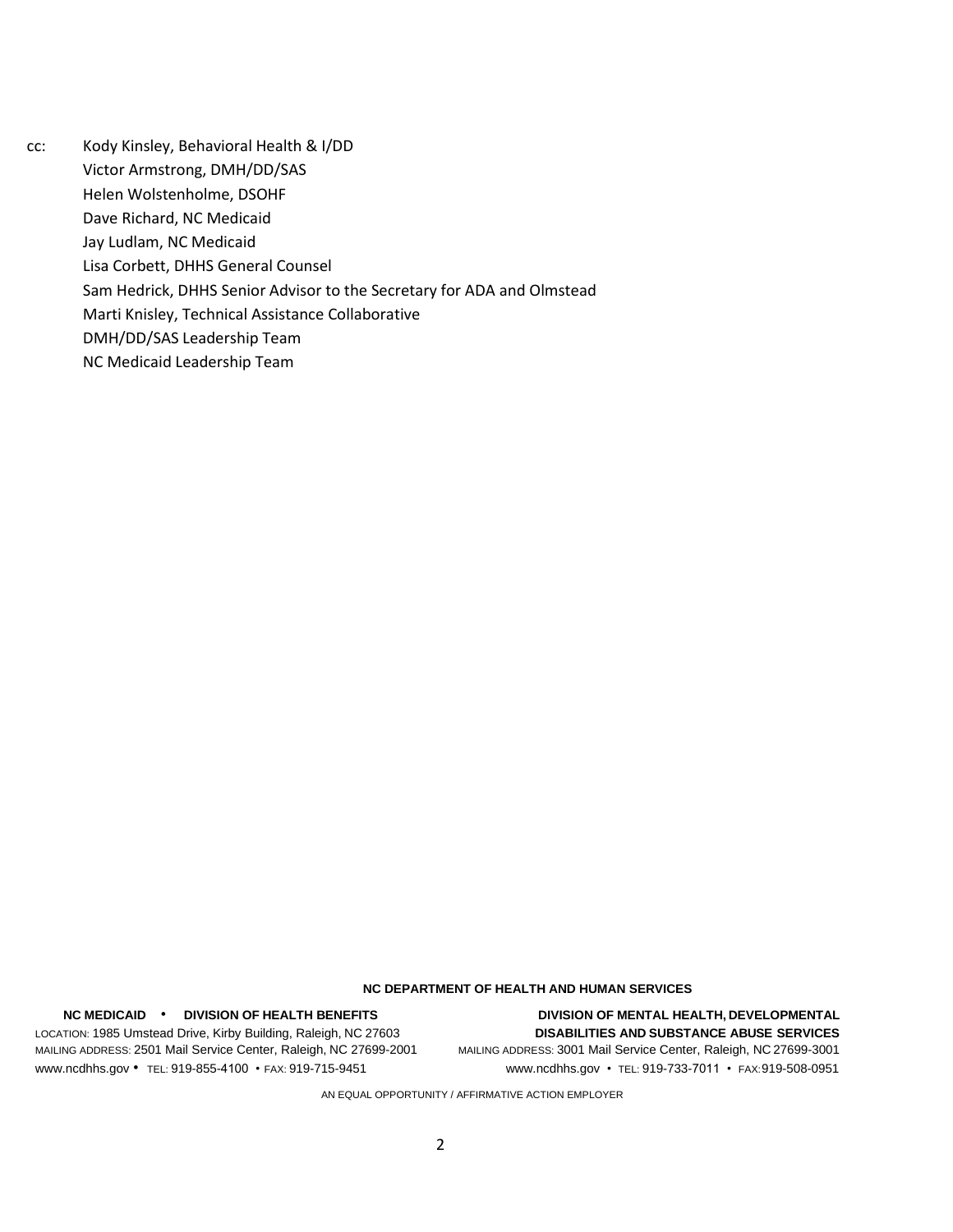cc: Kody Kinsley, Behavioral Health & I/DD
Victor Armstrong, DMH/DD/SAS
Helen Wolstenholme, DSOHF
Dave Richard, NC Medicaid
Jay Ludlam, NC Medicaid
Lisa Corbett, DHHS General Counsel
Sam Hedrick, DHHS Senior Advisor to the Secretary for ADA and Olmstead
Marti Knisley, Technical Assistance Collaborative
DMH/DD/SAS Leadership Team
NC Medicaid Leadership Team

**NC DEPARTMENT OF HEALTH AND HUMAN SERVICES**

**NC MEDICAID • DIVISION OF HEALTH BENEFITS**
LOCATION: 1985 Umstead Drive, Kirby Building, Raleigh, NC 27603
MAILING ADDRESS: 2501 Mail Service Center, Raleigh, NC 27699-2001
www.ncdhhs.gov • TEL: 919-855-4100 • FAX: 919-715-9451

**DIVISION OF MENTAL HEALTH, DEVELOPMENTAL DISABILITIES AND SUBSTANCE ABUSE SERVICES**
MAILING ADDRESS: 3001 Mail Service Center, Raleigh, NC 27699-3001
www.ncdhhs.gov • TEL: 919-733-7011 • FAX: 919-508-0951

AN EQUAL OPPORTUNITY / AFFIRMATIVE ACTION EMPLOYER